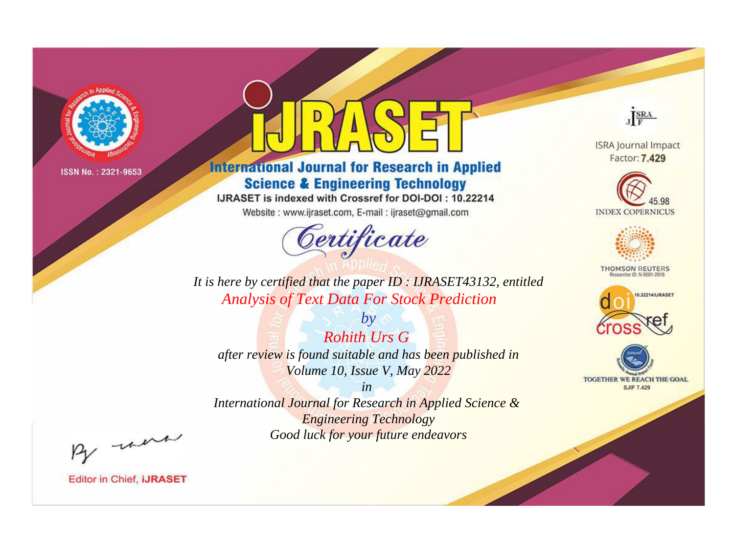ISSN No. : 2321-9653

# IJRASET

## International Journal for Research in Applied Science & Engineering Technology

IJRASET is indexed with Crossref for DOI-DOI : 10.22214

Website : www.ijraset.com, E-mail : ijraset@gmail.com

ISRA Journal Impact Factor: **7.429**

45.98 INDEX COPERNICUS

THOMSON REUTERS Researcher ID: N-9681-2016

10.22214/IJRASET

TOGETHER WE REACH THE GOAL SJIF 7.429

# *Certificate*

*It is here by certified that the paper ID : IJRASET43132, entitled*

*Analysis of Text Data For Stock Prediction*

*by*

*Rohith Urs G*

*after review is found suitable and has been published in*

*Volume 10, Issue V, May 2022*

*in*

*International Journal for Research in Applied Science & Engineering Technology*

*Good luck for your future endeavors*

Editor in Chief, **IJRASET**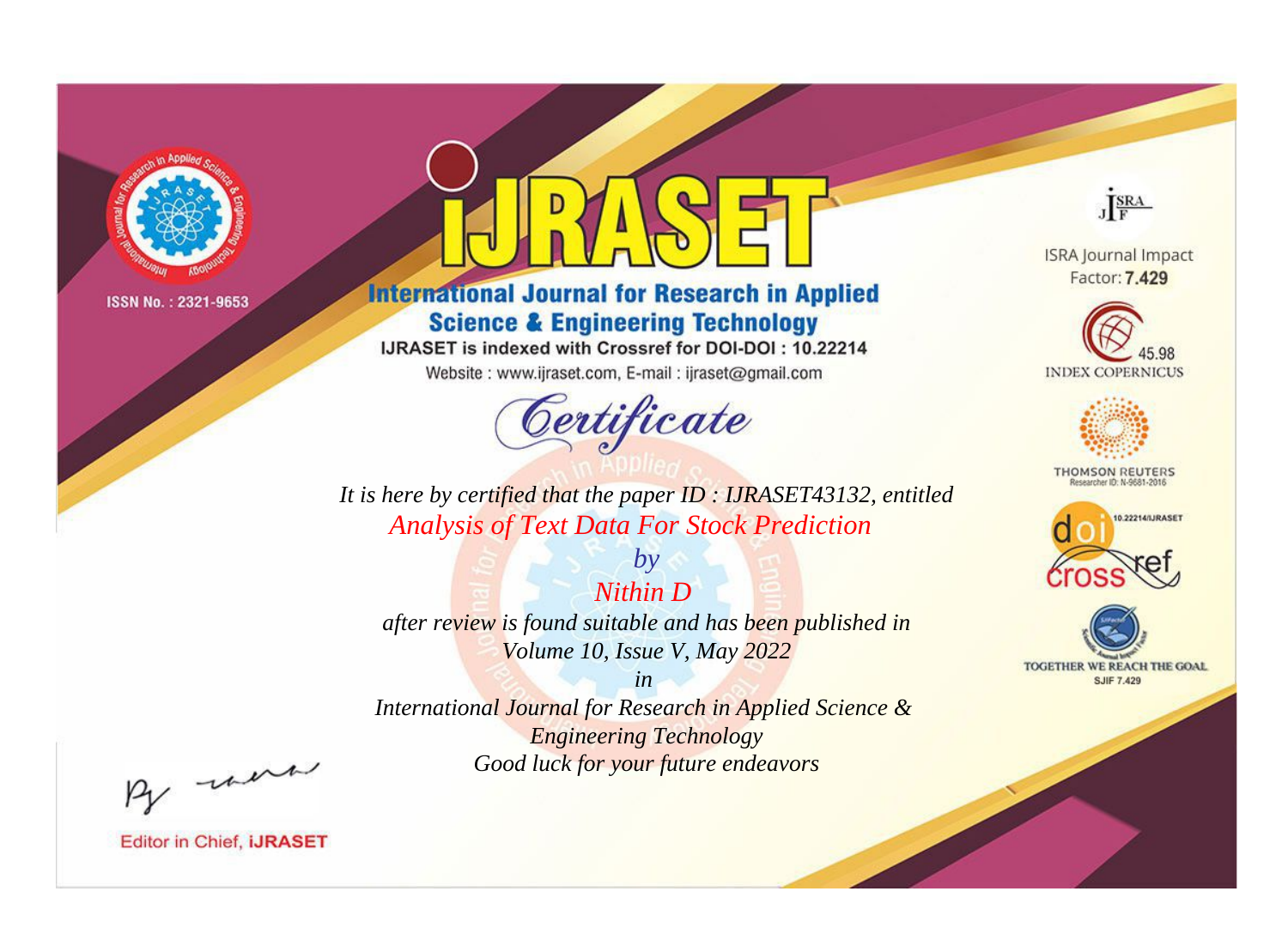ISSN No. : 2321-9653

# IJRASET

## International Journal for Research in Applied Science & Engineering Technology

IJRASET is indexed with Crossref for DOI-DOI : 10.22214

Website : www.ijraset.com, E-mail : ijraset@gmail.com

ISRA Journal Impact Factor: **7.429**

45.98 INDEX COPERNICUS

THOMSON REUTERS Researcher ID: N-9681-2016

10.22214/IJRASET

TOGETHER WE REACH THE GOAL SJIF 7.429

# *Certificate*

*It is here by certified that the paper ID : IJRASET43132, entitled*

*Analysis of Text Data For Stock Prediction*

*by*

*Nithin D*

*after review is found suitable and has been published in*

*Volume 10, Issue V, May 2022*

*in*

*International Journal for Research in Applied Science & Engineering Technology*

*Good luck for your future endeavors*

Editor in Chief, **iJRASET**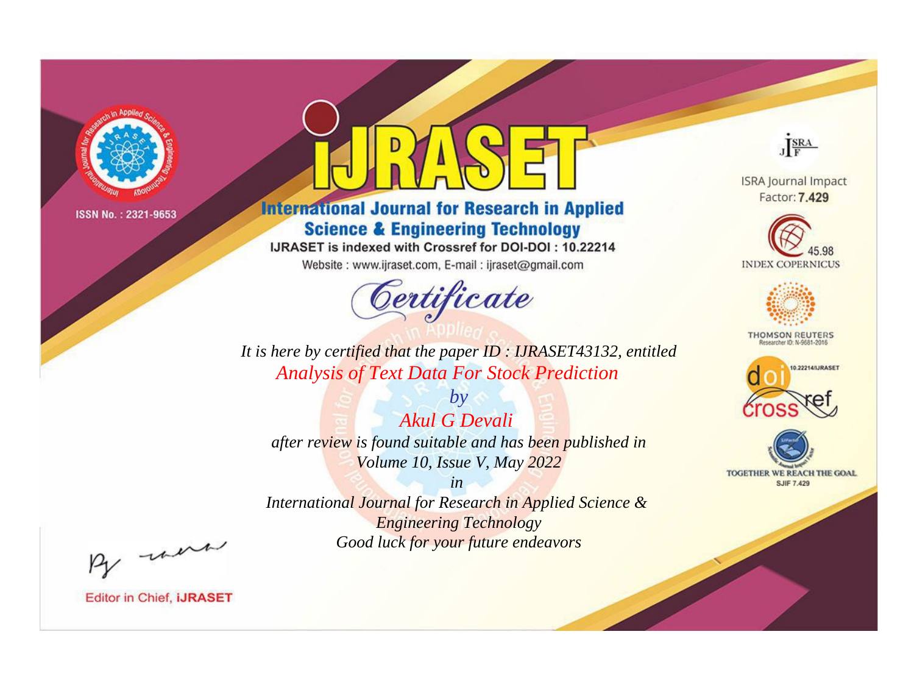ISSN No. : 2321-9653

# IJRASET

## International Journal for Research in Applied Science & Engineering Technology

IJRASET is indexed with Crossref for DOI-DOI : 10.22214

Website : www.ijraset.com, E-mail : ijraset@gmail.com

## Certificate

*It is here by certified that the paper ID : IJRASET43132, entitled*

*Analysis of Text Data For Stock Prediction*

*by*

*Akul G Devali*

*after review is found suitable and has been published in*

*Volume 10, Issue V, May 2022*

*in*

*International Journal for Research in Applied Science & Engineering Technology*

*Good luck for your future endeavors*

ISRA Journal Impact Factor: **7.429**

45.98 INDEX COPERNICUS

THOMSON REUTERS Researcher ID: N-9681-2016

10.22214/IJRASET

TOGETHER WE REACH THE GOAL SJIF 7.429

Editor in Chief, **IJRASET**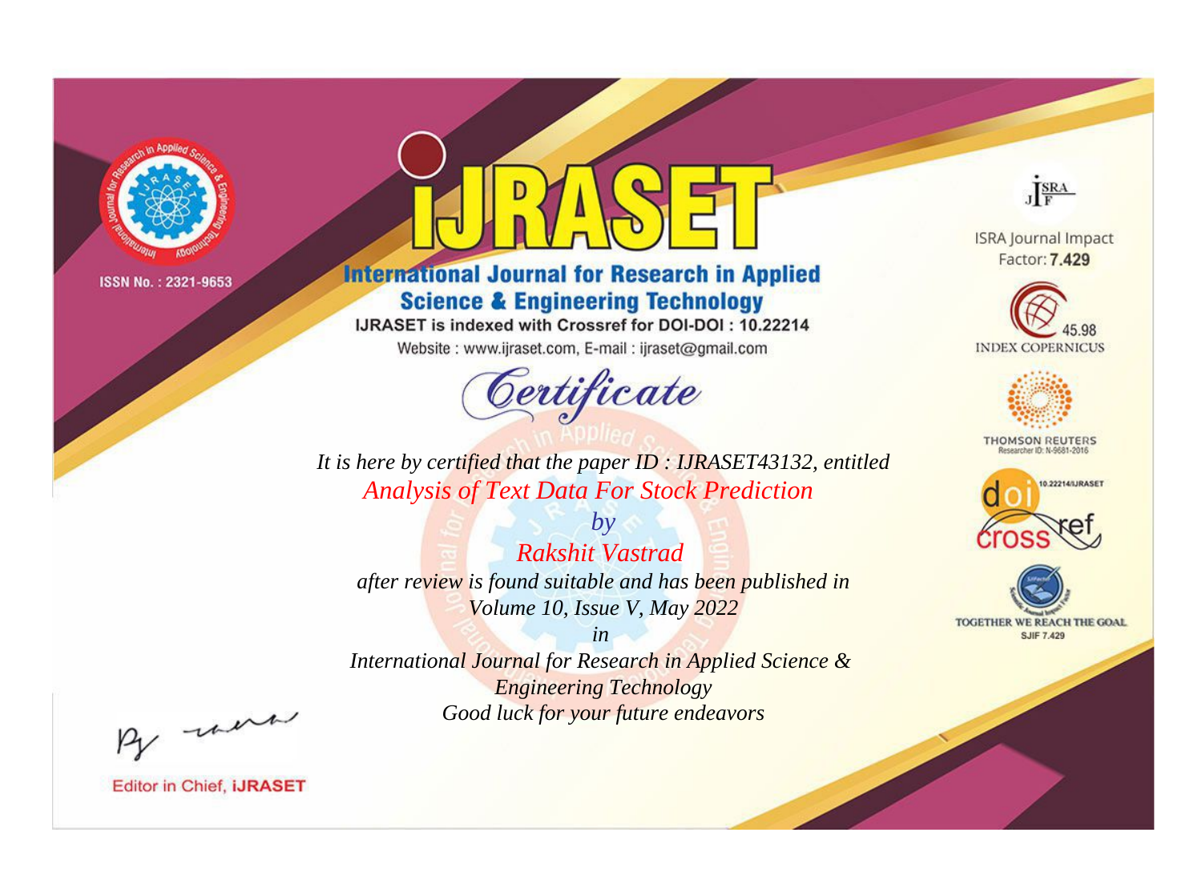ISSN No. : 2321-9653

# iJRASET

## International Journal for Research in Applied Science & Engineering Technology

IJRASET is indexed with Crossref for DOI-DOI : 10.22214

Website : www.ijraset.com, E-mail : ijraset@gmail.com

ISRA Journal Impact Factor: **7.429**

45.98 INDEX COPERNICUS

THOMSON REUTERS Researcher ID: N-9681-2016

10.22214/IJRASET

TOGETHER WE REACH THE GOAL SJIF 7.429

# *Certificate*

*It is here by certified that the paper ID : IJRASET43132, entitled*

*Analysis of Text Data For Stock Prediction*

*by*

*Rakshit Vastrad*

*after review is found suitable and has been published in*

*Volume 10, Issue V, May 2022*

*in*

*International Journal for Research in Applied Science & Engineering Technology*

*Good luck for your future endeavors*

Editor in Chief, **iJRASET**